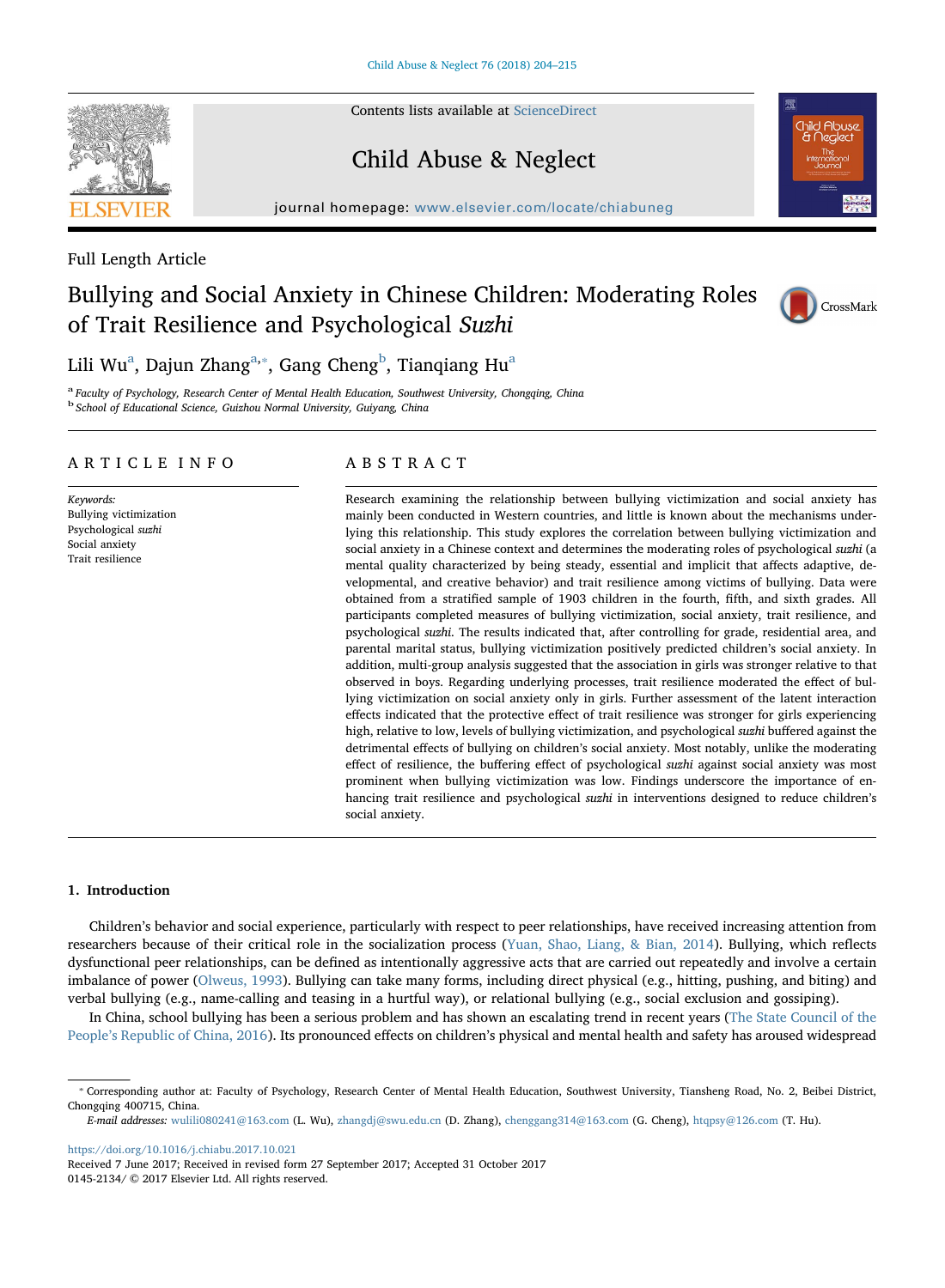Full Length Article

# Bullying and Social Anxiety in Chinese Children: Moderating Roles of Trait Resilience and Psychological *Suzhi*

Lili Wu[a], Dajun Zhang[a,*], Gang Cheng[b], Tianqiang Hu[a]

[a] *Faculty of Psychology, Research Center of Mental Health Education, Southwest University, Chongqing, China*
[b] *School of Educational Science, Guizhou Normal University, Guiyang, China*

## ARTICLE INFO

*Keywords:*
Bullying victimization
Psychological *suzhi*
Social anxiety
Trait resilience

## ABSTRACT

Research examining the relationship between bullying victimization and social anxiety has mainly been conducted in Western countries, and little is known about the mechanisms underlying this relationship. This study explores the correlation between bullying victimization and social anxiety in a Chinese context and determines the moderating roles of psychological *suzhi* (a mental quality characterized by being steady, essential and implicit that affects adaptive, developmental, and creative behavior) and trait resilience among victims of bullying. Data were obtained from a stratified sample of 1903 children in the fourth, fifth, and sixth grades. All participants completed measures of bullying victimization, social anxiety, trait resilience, and psychological *suzhi*. The results indicated that, after controlling for grade, residential area, and parental marital status, bullying victimization positively predicted children's social anxiety. In addition, multi-group analysis suggested that the association in girls was stronger relative to that observed in boys. Regarding underlying processes, trait resilience moderated the effect of bullying victimization on social anxiety only in girls. Further assessment of the latent interaction effects indicated that the protective effect of trait resilience was stronger for girls experiencing high, relative to low, levels of bullying victimization, and psychological *suzhi* buffered against the detrimental effects of bullying on children's social anxiety. Most notably, unlike the moderating effect of resilience, the buffering effect of psychological *suzhi* against social anxiety was most prominent when bullying victimization was low. Findings underscore the importance of enhancing trait resilience and psychological *suzhi* in interventions designed to reduce children's social anxiety.

## 1. Introduction

Children's behavior and social experience, particularly with respect to peer relationships, have received increasing attention from researchers because of their critical role in the socialization process (Yuan, Shao, Liang, & Bian, 2014). Bullying, which reflects dysfunctional peer relationships, can be defined as intentionally aggressive acts that are carried out repeatedly and involve a certain imbalance of power (Olweus, 1993). Bullying can take many forms, including direct physical (e.g., hitting, pushing, and biting) and verbal bullying (e.g., name-calling and teasing in a hurtful way), or relational bullying (e.g., social exclusion and gossiping).

In China, school bullying has been a serious problem and has shown an escalating trend in recent years (The State Council of the People's Republic of China, 2016). Its pronounced effects on children's physical and mental health and safety has aroused widespread

\* Corresponding author at: Faculty of Psychology, Research Center of Mental Health Education, Southwest University, Tiansheng Road, No. 2, Beibei District, Chongqing 400715, China.
*E-mail addresses:* wulili080241@163.com (L. Wu), zhangdj@swu.edu.cn (D. Zhang), chenggang314@163.com (G. Cheng), htqpsy@126.com (T. Hu).

https://doi.org/10.1016/j.chiabu.2017.10.021
Received 7 June 2017; Received in revised form 27 September 2017; Accepted 31 October 2017
0145-2134/ © 2017 Elsevier Ltd. All rights reserved.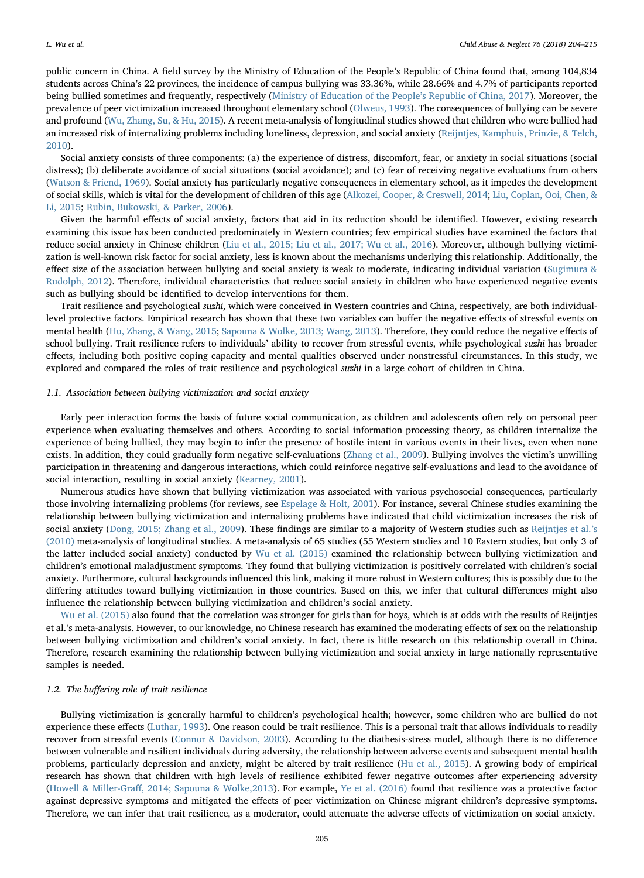public concern in China. A field survey by the Ministry of Education of the People's Republic of China found that, among 104,834 students across China's 22 provinces, the incidence of campus bullying was 33.36%, while 28.66% and 4.7% of participants reported being bullied sometimes and frequently, respectively (Ministry of Education of the People's Republic of China, 2017). Moreover, the prevalence of peer victimization increased throughout elementary school (Olweus, 1993). The consequences of bullying can be severe and profound (Wu, Zhang, Su, & Hu, 2015). A recent meta-analysis of longitudinal studies showed that children who were bullied had an increased risk of internalizing problems including loneliness, depression, and social anxiety (Reijntjes, Kamphuis, Prinzie, & Telch, 2010).

Social anxiety consists of three components: (a) the experience of distress, discomfort, fear, or anxiety in social situations (social distress); (b) deliberate avoidance of social situations (social avoidance); and (c) fear of receiving negative evaluations from others (Watson & Friend, 1969). Social anxiety has particularly negative consequences in elementary school, as it impedes the development of social skills, which is vital for the development of children of this age (Alkozei, Cooper, & Creswell, 2014; Liu, Coplan, Ooi, Chen, & Li, 2015; Rubin, Bukowski, & Parker, 2006).

Given the harmful effects of social anxiety, factors that aid in its reduction should be identified. However, existing research examining this issue has been conducted predominately in Western countries; few empirical studies have examined the factors that reduce social anxiety in Chinese children (Liu et al., 2015; Liu et al., 2017; Wu et al., 2016). Moreover, although bullying victimization is well-known risk factor for social anxiety, less is known about the mechanisms underlying this relationship. Additionally, the effect size of the association between bullying and social anxiety is weak to moderate, indicating individual variation (Sugimura & Rudolph, 2012). Therefore, individual characteristics that reduce social anxiety in children who have experienced negative events such as bullying should be identified to develop interventions for them.

Trait resilience and psychological *suzhi*, which were conceived in Western countries and China, respectively, are both individual-level protective factors. Empirical research has shown that these two variables can buffer the negative effects of stressful events on mental health (Hu, Zhang, & Wang, 2015; Sapouna & Wolke, 2013; Wang, 2013). Therefore, they could reduce the negative effects of school bullying. Trait resilience refers to individuals' ability to recover from stressful events, while psychological *suzhi* has broader effects, including both positive coping capacity and mental qualities observed under nonstressful circumstances. In this study, we explored and compared the roles of trait resilience and psychological *suzhi* in a large cohort of children in China.

### 1.1. Association between bullying victimization and social anxiety

Early peer interaction forms the basis of future social communication, as children and adolescents often rely on personal peer experience when evaluating themselves and others. According to social information processing theory, as children internalize the experience of being bullied, they may begin to infer the presence of hostile intent in various events in their lives, even when none exists. In addition, they could gradually form negative self-evaluations (Zhang et al., 2009). Bullying involves the victim's unwilling participation in threatening and dangerous interactions, which could reinforce negative self-evaluations and lead to the avoidance of social interaction, resulting in social anxiety (Kearney, 2001).

Numerous studies have shown that bullying victimization was associated with various psychosocial consequences, particularly those involving internalizing problems (for reviews, see Espelage & Holt, 2001). For instance, several Chinese studies examining the relationship between bullying victimization and internalizing problems have indicated that child victimization increases the risk of social anxiety (Dong, 2015; Zhang et al., 2009). These findings are similar to a majority of Western studies such as Reijntjes et al.'s (2010) meta-analysis of longitudinal studies. A meta-analysis of 65 studies (55 Western studies and 10 Eastern studies, but only 3 of the latter included social anxiety) conducted by Wu et al. (2015) examined the relationship between bullying victimization and children's emotional maladjustment symptoms. They found that bullying victimization is positively correlated with children's social anxiety. Furthermore, cultural backgrounds influenced this link, making it more robust in Western cultures; this is possibly due to the differing attitudes toward bullying victimization in those countries. Based on this, we infer that cultural differences might also influence the relationship between bullying victimization and children's social anxiety.

Wu et al. (2015) also found that the correlation was stronger for girls than for boys, which is at odds with the results of Reijntjes et al.'s meta-analysis. However, to our knowledge, no Chinese research has examined the moderating effects of sex on the relationship between bullying victimization and children's social anxiety. In fact, there is little research on this relationship overall in China. Therefore, research examining the relationship between bullying victimization and social anxiety in large nationally representative samples is needed.

### 1.2. The buffering role of trait resilience

Bullying victimization is generally harmful to children's psychological health; however, some children who are bullied do not experience these effects (Luthar, 1993). One reason could be trait resilience. This is a personal trait that allows individuals to readily recover from stressful events (Connor & Davidson, 2003). According to the diathesis-stress model, although there is no difference between vulnerable and resilient individuals during adversity, the relationship between adverse events and subsequent mental health problems, particularly depression and anxiety, might be altered by trait resilience (Hu et al., 2015). A growing body of empirical research has shown that children with high levels of resilience exhibited fewer negative outcomes after experiencing adversity (Howell & Miller-Graff, 2014; Sapouna & Wolke,2013). For example, Ye et al. (2016) found that resilience was a protective factor against depressive symptoms and mitigated the effects of peer victimization on Chinese migrant children's depressive symptoms. Therefore, we can infer that trait resilience, as a moderator, could attenuate the adverse effects of victimization on social anxiety.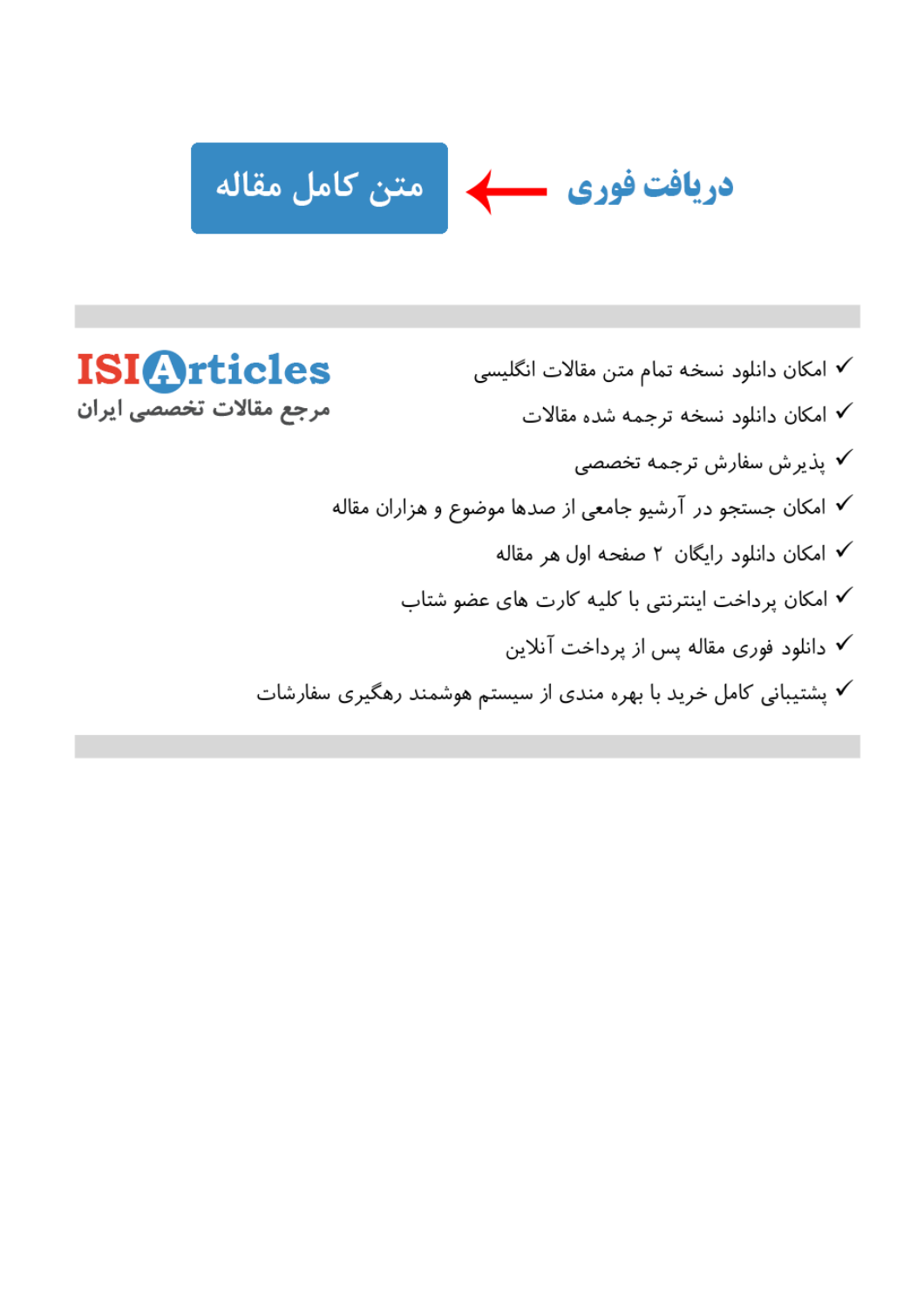دریافت فوری ← **متن کامل مقاله**

**ISIArticles**
مرجع مقالات تخصصی ایران

- ✓ امکان دانلود نسخه تمام متن مقالات انگلیسی
- ✓ امکان دانلود نسخه ترجمه شده مقالات
- ✓ پذیرش سفارش ترجمه تخصصی
- ✓ امکان جستجو در آرشیو جامعی از صدها موضوع و هزاران مقاله
- ✓ امکان دانلود رایگان ۲ صفحه اول هر مقاله
- ✓ امکان پرداخت اینترنتی با کلیه کارت های عضو شتاب
- ✓ دانلود فوری مقاله پس از پرداخت آنلاین
- ✓ پشتیبانی کامل خرید با بهره مندی از سیستم هوشمند رهگیری سفارشات